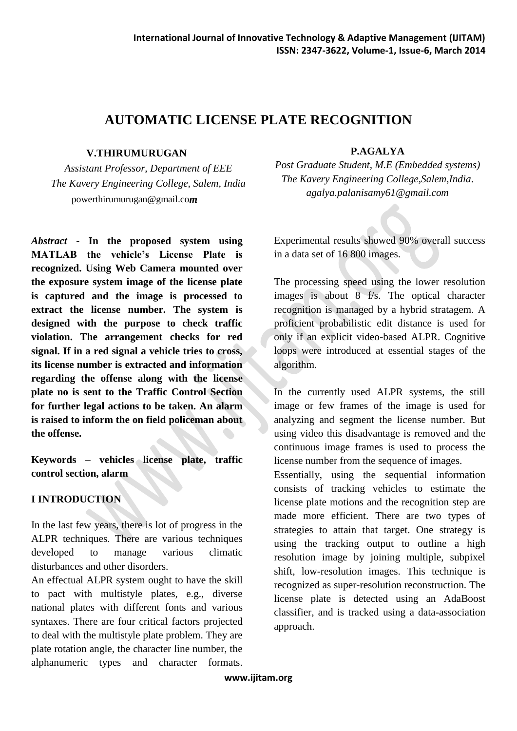# AUTOMATIC LICENSE PLATE RECOGNITION

**V.THIRUMURUGAN**

*Assistant Professor, Department of EEE*
*The Kavery Engineering College, Salem, India*
powerthirumurugan@gmail.co*m*

**P.AGALYA**

*Post Graduate Student, M.E (Embedded systems)*
*The Kavery Engineering College,Salem,India.*
*agalya.palanisamy61@gmail.com*

***Abstract*** **- In the proposed system using MATLAB the vehicle's License Plate is recognized. Using Web Camera mounted over the exposure system image of the license plate is captured and the image is processed to extract the license number. The system is designed with the purpose to check traffic violation. The arrangement checks for red signal. If in a red signal a vehicle tries to cross, its license number is extracted and information regarding the offense along with the license plate no is sent to the Traffic Control Section for further legal actions to be taken. An alarm is raised to inform the on field policeman about the offense.**

**Keywords – vehicles license plate, traffic control section, alarm**

## I INTRODUCTION

In the last few years, there is lot of progress in the ALPR techniques. There are various techniques developed to manage various climatic disturbances and other disorders.

An effectual ALPR system ought to have the skill to pact with multistyle plates, e.g., diverse national plates with different fonts and various syntaxes. There are four critical factors projected to deal with the multistyle plate problem. They are plate rotation angle, the character line number, the alphanumeric types and character formats. Experimental results showed 90% overall success in a data set of 16 800 images.

The processing speed using the lower resolution images is about 8 f/s. The optical character recognition is managed by a hybrid stratagem. A proficient probabilistic edit distance is used for only if an explicit video-based ALPR. Cognitive loops were introduced at essential stages of the algorithm.

In the currently used ALPR systems, the still image or few frames of the image is used for analyzing and segment the license number. But using video this disadvantage is removed and the continuous image frames is used to process the license number from the sequence of images.

Essentially, using the sequential information consists of tracking vehicles to estimate the license plate motions and the recognition step are made more efficient. There are two types of strategies to attain that target. One strategy is using the tracking output to outline a high resolution image by joining multiple, subpixel shift, low-resolution images. This technique is recognized as super-resolution reconstruction. The license plate is detected using an AdaBoost classifier, and is tracked using a data-association approach.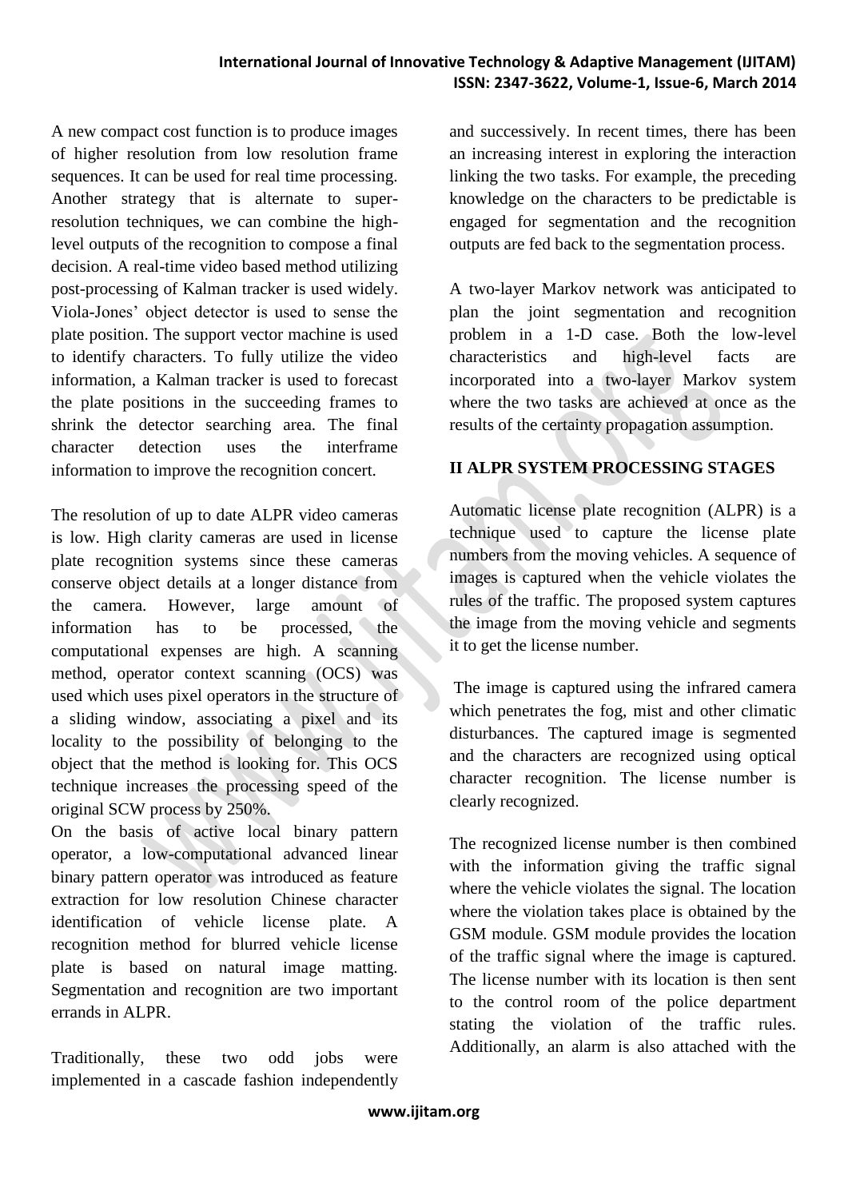A new compact cost function is to produce images of higher resolution from low resolution frame sequences. It can be used for real time processing. Another strategy that is alternate to super-resolution techniques, we can combine the high-level outputs of the recognition to compose a final decision. A real-time video based method utilizing post-processing of Kalman tracker is used widely. Viola-Jones' object detector is used to sense the plate position. The support vector machine is used to identify characters. To fully utilize the video information, a Kalman tracker is used to forecast the plate positions in the succeeding frames to shrink the detector searching area. The final character detection uses the interframe information to improve the recognition concert.

The resolution of up to date ALPR video cameras is low. High clarity cameras are used in license plate recognition systems since these cameras conserve object details at a longer distance from the camera. However, large amount of information has to be processed, the computational expenses are high. A scanning method, operator context scanning (OCS) was used which uses pixel operators in the structure of a sliding window, associating a pixel and its locality to the possibility of belonging to the object that the method is looking for. This OCS technique increases the processing speed of the original SCW process by 250%.

On the basis of active local binary pattern operator, a low-computational advanced linear binary pattern operator was introduced as feature extraction for low resolution Chinese character identification of vehicle license plate. A recognition method for blurred vehicle license plate is based on natural image matting. Segmentation and recognition are two important errands in ALPR.

Traditionally, these two odd jobs were implemented in a cascade fashion independently and successively. In recent times, there has been an increasing interest in exploring the interaction linking the two tasks. For example, the preceding knowledge on the characters to be predictable is engaged for segmentation and the recognition outputs are fed back to the segmentation process.

A two-layer Markov network was anticipated to plan the joint segmentation and recognition problem in a 1-D case. Both the low-level characteristics and high-level facts are incorporated into a two-layer Markov system where the two tasks are achieved at once as the results of the certainty propagation assumption.

## II ALPR SYSTEM PROCESSING STAGES

Automatic license plate recognition (ALPR) is a technique used to capture the license plate numbers from the moving vehicles. A sequence of images is captured when the vehicle violates the rules of the traffic. The proposed system captures the image from the moving vehicle and segments it to get the license number.

The image is captured using the infrared camera which penetrates the fog, mist and other climatic disturbances. The captured image is segmented and the characters are recognized using optical character recognition. The license number is clearly recognized.

The recognized license number is then combined with the information giving the traffic signal where the vehicle violates the signal. The location where the violation takes place is obtained by the GSM module. GSM module provides the location of the traffic signal where the image is captured. The license number with its location is then sent to the control room of the police department stating the violation of the traffic rules. Additionally, an alarm is also attached with the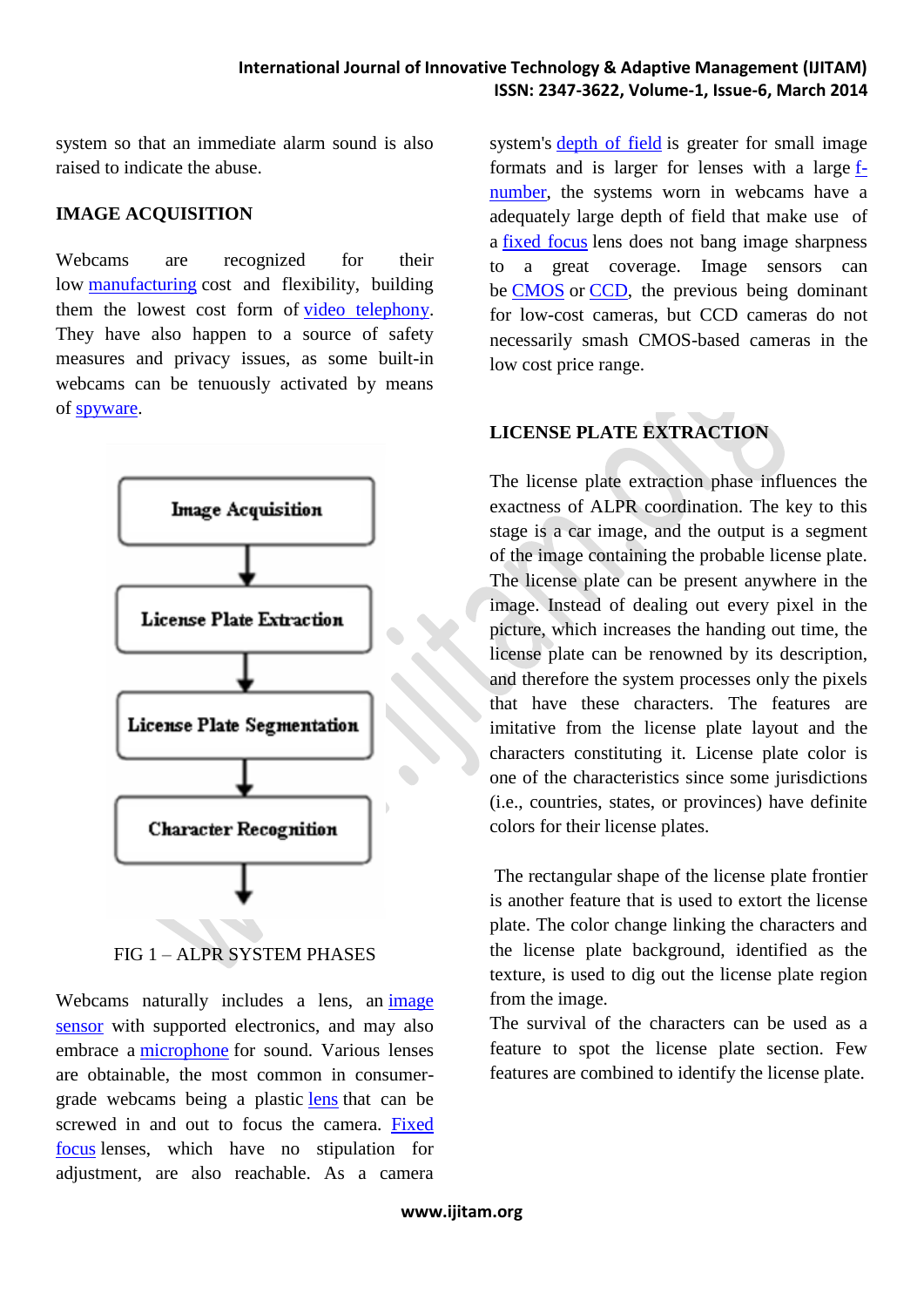system so that an immediate alarm sound is also raised to indicate the abuse.

## IMAGE ACQUISITION

Webcams are recognized for their low manufacturing cost and flexibility, building them the lowest cost form of video telephony. They have also happen to a source of safety measures and privacy issues, as some built-in webcams can be tenuously activated by means of spyware.

Image Acquisition → License Plate Extraction → License Plate Segmentation → Character Recognition

FIG 1 – ALPR SYSTEM PHASES

Webcams naturally includes a lens, an image sensor with supported electronics, and may also embrace a microphone for sound. Various lenses are obtainable, the most common in consumer-grade webcams being a plastic lens that can be screwed in and out to focus the camera. Fixed focus lenses, which have no stipulation for adjustment, are also reachable. As a camera system's depth of field is greater for small image formats and is larger for lenses with a large f-number, the systems worn in webcams have a adequately large depth of field that make use of a fixed focus lens does not bang image sharpness to a great coverage. Image sensors can be CMOS or CCD, the previous being dominant for low-cost cameras, but CCD cameras do not necessarily smash CMOS-based cameras in the low cost price range.

## LICENSE PLATE EXTRACTION

The license plate extraction phase influences the exactness of ALPR coordination. The key to this stage is a car image, and the output is a segment of the image containing the probable license plate. The license plate can be present anywhere in the image. Instead of dealing out every pixel in the picture, which increases the handing out time, the license plate can be renowned by its description, and therefore the system processes only the pixels that have these characters. The features are imitative from the license plate layout and the characters constituting it. License plate color is one of the characteristics since some jurisdictions (i.e., countries, states, or provinces) have definite colors for their license plates.

The rectangular shape of the license plate frontier is another feature that is used to extort the license plate. The color change linking the characters and the license plate background, identified as the texture, is used to dig out the license plate region from the image.

The survival of the characters can be used as a feature to spot the license plate section. Few features are combined to identify the license plate.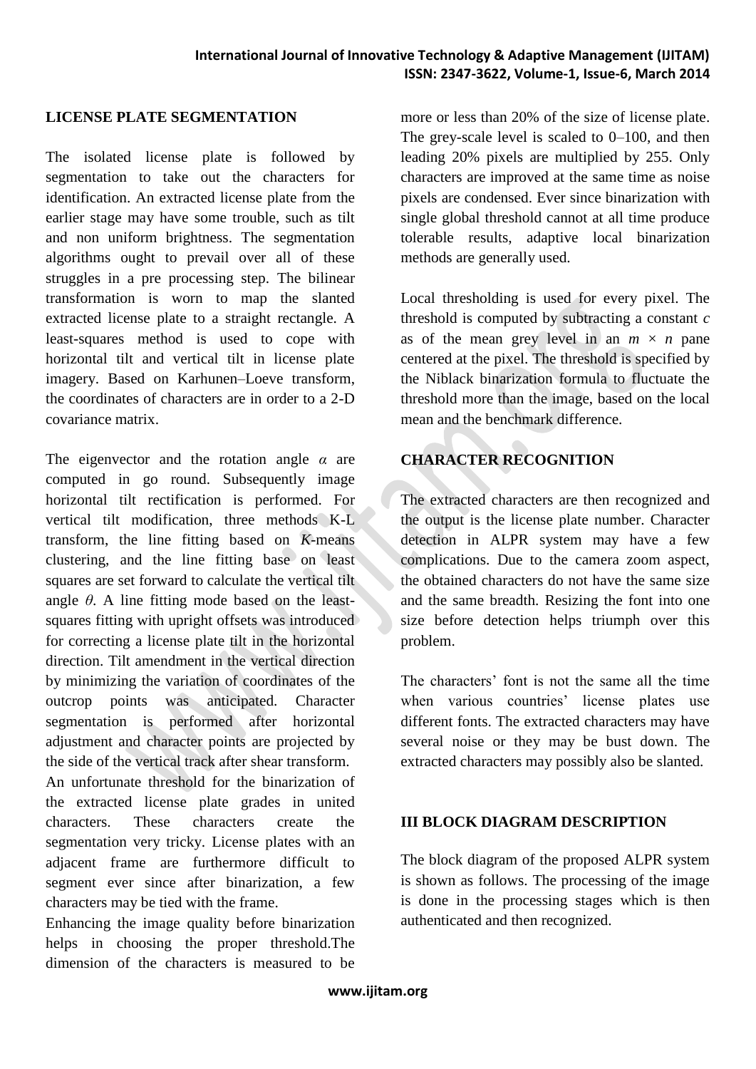## LICENSE PLATE SEGMENTATION

The isolated license plate is followed by segmentation to take out the characters for identification. An extracted license plate from the earlier stage may have some trouble, such as tilt and non uniform brightness. The segmentation algorithms ought to prevail over all of these struggles in a pre processing step. The bilinear transformation is worn to map the slanted extracted license plate to a straight rectangle. A least-squares method is used to cope with horizontal tilt and vertical tilt in license plate imagery. Based on Karhunen–Loeve transform, the coordinates of characters are in order to a 2-D covariance matrix.

The eigenvector and the rotation angle $\alpha$ are computed in go round. Subsequently image horizontal tilt rectification is performed. For vertical tilt modification, three methods K-L transform, the line fitting based on $K$-means clustering, and the line fitting base on least squares are set forward to calculate the vertical tilt angle $\theta$. A line fitting mode based on the least-squares fitting with upright offsets was introduced for correcting a license plate tilt in the horizontal direction. Tilt amendment in the vertical direction by minimizing the variation of coordinates of the outcrop points was anticipated. Character segmentation is performed after horizontal adjustment and character points are projected by the side of the vertical track after shear transform.

An unfortunate threshold for the binarization of the extracted license plate grades in united characters. These characters create the segmentation very tricky. License plates with an adjacent frame are furthermore difficult to segment ever since after binarization, a few characters may be tied with the frame.

Enhancing the image quality before binarization helps in choosing the proper threshold.The dimension of the characters is measured to be more or less than 20% of the size of license plate. The grey-scale level is scaled to 0–100, and then leading 20% pixels are multiplied by 255. Only characters are improved at the same time as noise pixels are condensed. Ever since binarization with single global threshold cannot at all time produce tolerable results, adaptive local binarization methods are generally used.

Local thresholding is used for every pixel. The threshold is computed by subtracting a constant $c$ as of the mean grey level in an $m \times n$ pane centered at the pixel. The threshold is specified by the Niblack binarization formula to fluctuate the threshold more than the image, based on the local mean and the benchmark difference.

## CHARACTER RECOGNITION

The extracted characters are then recognized and the output is the license plate number. Character detection in ALPR system may have a few complications. Due to the camera zoom aspect, the obtained characters do not have the same size and the same breadth. Resizing the font into one size before detection helps triumph over this problem.

The characters' font is not the same all the time when various countries' license plates use different fonts. The extracted characters may have several noise or they may be bust down. The extracted characters may possibly also be slanted.

## III BLOCK DIAGRAM DESCRIPTION

The block diagram of the proposed ALPR system is shown as follows. The processing of the image is done in the processing stages which is then authenticated and then recognized.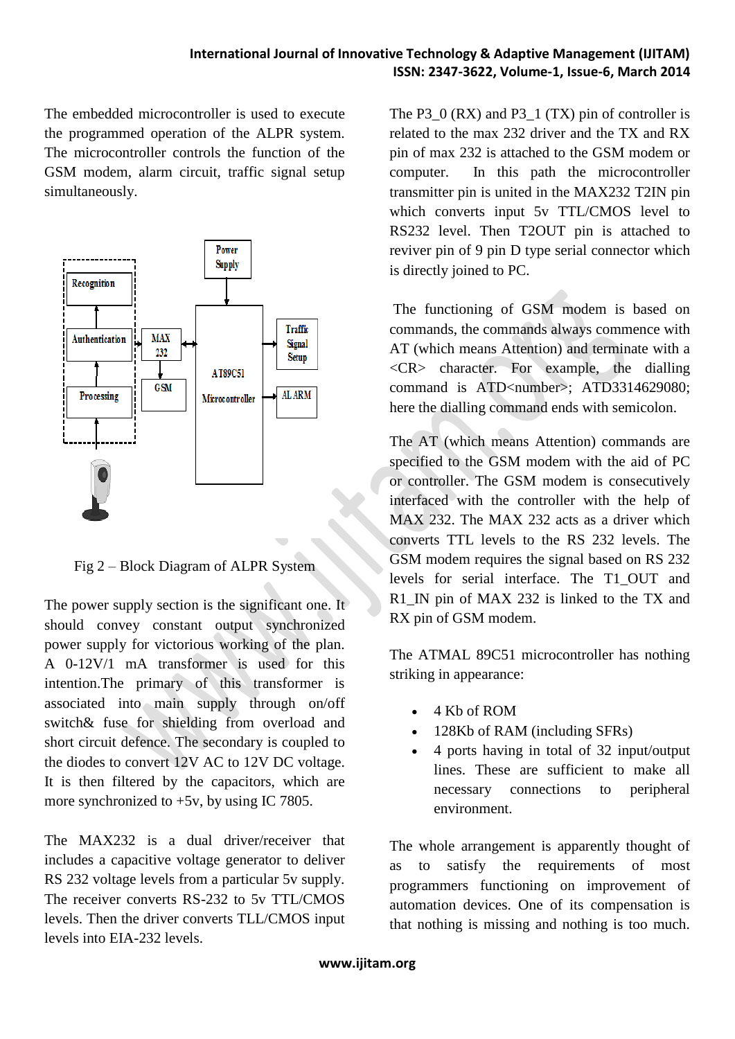The embedded microcontroller is used to execute the programmed operation of the ALPR system. The microcontroller controls the function of the GSM modem, alarm circuit, traffic signal setup simultaneously.

Fig 2 – Block Diagram of ALPR System

The power supply section is the significant one. It should convey constant output synchronized power supply for victorious working of the plan. A 0-12V/1 mA transformer is used for this intention.The primary of this transformer is associated into main supply through on/off switch& fuse for shielding from overload and short circuit defence. The secondary is coupled to the diodes to convert 12V AC to 12V DC voltage. It is then filtered by the capacitors, which are more synchronized to +5v, by using IC 7805.

The MAX232 is a dual driver/receiver that includes a capacitive voltage generator to deliver RS 232 voltage levels from a particular 5v supply. The receiver converts RS-232 to 5v TTL/CMOS levels. Then the driver converts TLL/CMOS input levels into EIA-232 levels.

The P3_0 (RX) and P3_1 (TX) pin of controller is related to the max 232 driver and the TX and RX pin of max 232 is attached to the GSM modem or computer. In this path the microcontroller transmitter pin is united in the MAX232 T2IN pin which converts input 5v TTL/CMOS level to RS232 level. Then T2OUT pin is attached to reviver pin of 9 pin D type serial connector which is directly joined to PC.

The functioning of GSM modem is based on commands, the commands always commence with AT (which means Attention) and terminate with a <CR> character. For example, the dialling command is ATD<number>; ATD3314629080; here the dialling command ends with semicolon.

The AT (which means Attention) commands are specified to the GSM modem with the aid of PC or controller. The GSM modem is consecutively interfaced with the controller with the help of MAX 232. The MAX 232 acts as a driver which converts TTL levels to the RS 232 levels. The GSM modem requires the signal based on RS 232 levels for serial interface. The T1_OUT and R1_IN pin of MAX 232 is linked to the TX and RX pin of GSM modem.

The ATMAL 89C51 microcontroller has nothing striking in appearance:

- 4 Kb of ROM
- 128Kb of RAM (including SFRs)
- 4 ports having in total of 32 input/output lines. These are sufficient to make all necessary connections to peripheral environment.

The whole arrangement is apparently thought of as to satisfy the requirements of most programmers functioning on improvement of automation devices. One of its compensation is that nothing is missing and nothing is too much.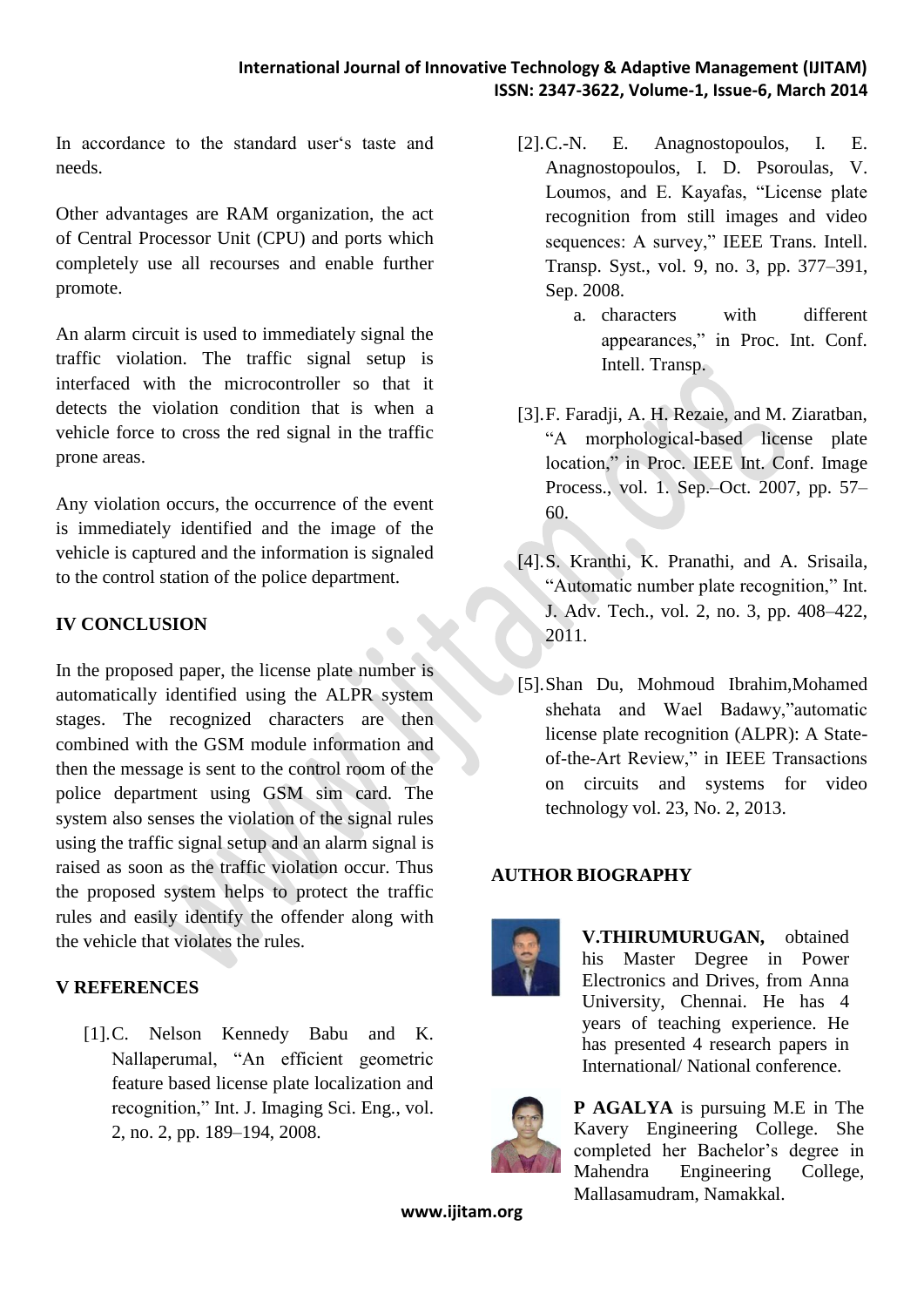In accordance to the standard user‘s taste and needs.

Other advantages are RAM organization, the act of Central Processor Unit (CPU) and ports which completely use all recourses and enable further promote.

An alarm circuit is used to immediately signal the traffic violation. The traffic signal setup is interfaced with the microcontroller so that it detects the violation condition that is when a vehicle force to cross the red signal in the traffic prone areas.

Any violation occurs, the occurrence of the event is immediately identified and the image of the vehicle is captured and the information is signaled to the control station of the police department.

## IV CONCLUSION

In the proposed paper, the license plate number is automatically identified using the ALPR system stages. The recognized characters are then combined with the GSM module information and then the message is sent to the control room of the police department using GSM sim card. The system also senses the violation of the signal rules using the traffic signal setup and an alarm signal is raised as soon as the traffic violation occur. Thus the proposed system helps to protect the traffic rules and easily identify the offender along with the vehicle that violates the rules.

## V REFERENCES

[1]. C. Nelson Kennedy Babu and K. Nallaperumal, “An efficient geometric feature based license plate localization and recognition,” Int. J. Imaging Sci. Eng., vol. 2, no. 2, pp. 189–194, 2008.

[2]. C.-N. E. Anagnostopoulos, I. E. Anagnostopoulos, I. D. Psoroulas, V. Loumos, and E. Kayafas, “License plate recognition from still images and video sequences: A survey,” IEEE Trans. Intell. Transp. Syst., vol. 9, no. 3, pp. 377–391, Sep. 2008.

   a. characters with different appearances,” in Proc. Int. Conf. Intell. Transp.

[3]. F. Faradji, A. H. Rezaie, and M. Ziaratban, “A morphological-based license plate location,” in Proc. IEEE Int. Conf. Image Process., vol. 1. Sep.–Oct. 2007, pp. 57–60.

[4]. S. Kranthi, K. Pranathi, and A. Srisaila, “Automatic number plate recognition,” Int. J. Adv. Tech., vol. 2, no. 3, pp. 408–422, 2011.

[5]. Shan Du, Mohmoud Ibrahim,Mohamed shehata and Wael Badawy,”automatic license plate recognition (ALPR): A State-of-the-Art Review,” in IEEE Transactions on circuits and systems for video technology vol. 23, No. 2, 2013.

## AUTHOR BIOGRAPHY

**V.THIRUMURUGAN,** obtained his Master Degree in Power Electronics and Drives, from Anna University, Chennai. He has 4 years of teaching experience. He has presented 4 research papers in International/ National conference.

**P AGALYA** is pursuing M.E in The Kavery Engineering College. She completed her Bachelor’s degree in Mahendra Engineering College, Mallasamudram, Namakkal.